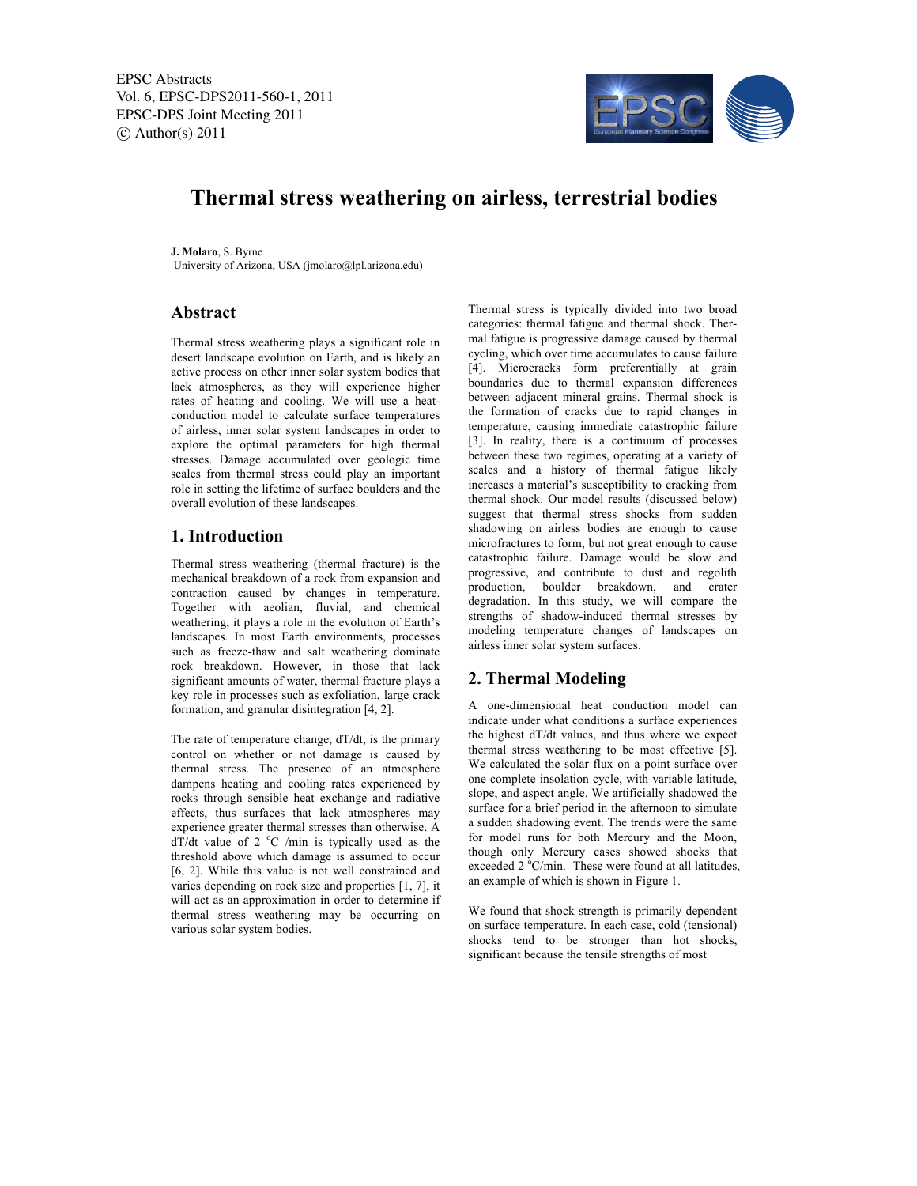# Thermal stress weathering on airless, terrestrial bodies

**J. Molaro**, S. Byrne
University of Arizona, USA (jmolaro@lpl.arizona.edu)

## Abstract

Thermal stress weathering plays a significant role in desert landscape evolution on Earth, and is likely an active process on other inner solar system bodies that lack atmospheres, as they will experience higher rates of heating and cooling. We will use a heat-conduction model to calculate surface temperatures of airless, inner solar system landscapes in order to explore the optimal parameters for high thermal stresses. Damage accumulated over geologic time scales from thermal stress could play an important role in setting the lifetime of surface boulders and the overall evolution of these landscapes.

## 1. Introduction

Thermal stress weathering (thermal fracture) is the mechanical breakdown of a rock from expansion and contraction caused by changes in temperature. Together with aeolian, fluvial, and chemical weathering, it plays a role in the evolution of Earth's landscapes. In most Earth environments, processes such as freeze-thaw and salt weathering dominate rock breakdown. However, in those that lack significant amounts of water, thermal fracture plays a key role in processes such as exfoliation, large crack formation, and granular disintegration [4, 2].

The rate of temperature change, dT/dt, is the primary control on whether or not damage is caused by thermal stress. The presence of an atmosphere dampens heating and cooling rates experienced by rocks through sensible heat exchange and radiative effects, thus surfaces that lack atmospheres may experience greater thermal stresses than otherwise. A dT/dt value of 2 $^{o}$C /min is typically used as the threshold above which damage is assumed to occur [6, 2]. While this value is not well constrained and varies depending on rock size and properties [1, 7], it will act as an approximation in order to determine if thermal stress weathering may be occurring on various solar system bodies.

Thermal stress is typically divided into two broad categories: thermal fatigue and thermal shock. Thermal fatigue is progressive damage caused by thermal cycling, which over time accumulates to cause failure [4]. Microcracks form preferentially at grain boundaries due to thermal expansion differences between adjacent mineral grains. Thermal shock is the formation of cracks due to rapid changes in temperature, causing immediate catastrophic failure [3]. In reality, there is a continuum of processes between these two regimes, operating at a variety of scales and a history of thermal fatigue likely increases a material's susceptibility to cracking from thermal shock. Our model results (discussed below) suggest that thermal stress shocks from sudden shadowing on airless bodies are enough to cause microfractures to form, but not great enough to cause catastrophic failure. Damage would be slow and progressive, and contribute to dust and regolith production, boulder breakdown, and crater degradation. In this study, we will compare the strengths of shadow-induced thermal stresses by modeling temperature changes of landscapes on airless inner solar system surfaces.

## 2. Thermal Modeling

A one-dimensional heat conduction model can indicate under what conditions a surface experiences the highest dT/dt values, and thus where we expect thermal stress weathering to be most effective [5]. We calculated the solar flux on a point surface over one complete insolation cycle, with variable latitude, slope, and aspect angle. We artificially shadowed the surface for a brief period in the afternoon to simulate a sudden shadowing event. The trends were the same for model runs for both Mercury and the Moon, though only Mercury cases showed shocks that exceeded 2 $^{o}$C/min. These were found at all latitudes, an example of which is shown in Figure 1.

We found that shock strength is primarily dependent on surface temperature. In each case, cold (tensional) shocks tend to be stronger than hot shocks, significant because the tensile strengths of most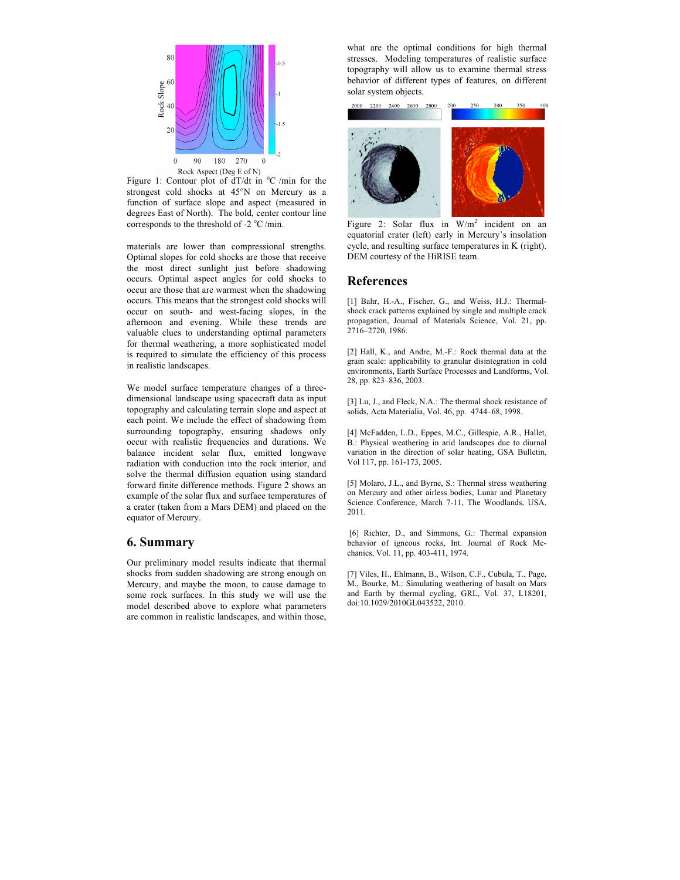80

60

Rock Slope

40

20

0 90 180 270 0

Rock Aspect (Deg E of N)

-0.5

-1

-1.5

-2

Figure 1: Contour plot of dT/dt in °C /min for the strongest cold shocks at 45°N on Mercury as a function of surface slope and aspect (measured in degrees East of North). The bold, center contour line corresponds to the threshold of -2 °C /min.

materials are lower than compressional strengths. Optimal slopes for cold shocks are those that receive the most direct sunlight just before shadowing occurs. Optimal aspect angles for cold shocks to occur are those that are warmest when the shadowing occurs. This means that the strongest cold shocks will occur on south- and west-facing slopes, in the afternoon and evening. While these trends are valuable clues to understanding optimal parameters for thermal weathering, a more sophisticated model is required to simulate the efficiency of this process in realistic landscapes.

We model surface temperature changes of a three-dimensional landscape using spacecraft data as input topography and calculating terrain slope and aspect at each point. We include the effect of shadowing from surrounding topography, ensuring shadows only occur with realistic frequencies and durations. We balance incident solar flux, emitted longwave radiation with conduction into the rock interior, and solve the thermal diffusion equation using standard forward finite difference methods. Figure 2 shows an example of the solar flux and surface temperatures of a crater (taken from a Mars DEM) and placed on the equator of Mercury.

## 6. Summary

Our preliminary model results indicate that thermal shocks from sudden shadowing are strong enough on Mercury, and maybe the moon, to cause damage to some rock surfaces. In this study we will use the model described above to explore what parameters are common in realistic landscapes, and within those, what are the optimal conditions for high thermal stresses. Modeling temperatures of realistic surface topography will allow us to examine thermal stress behavior of different types of features, on different solar system objects.

2000 2200 2400 2600 2800

200 250 300 350 400

Figure 2: Solar flux in W/m$^2$ incident on an equatorial crater (left) early in Mercury's insolation cycle, and resulting surface temperatures in K (right). DEM courtesy of the HiRISE team.

## References

[1] Bahr, H.-A., Fischer, G., and Weiss, H.J.: Thermal-shock crack patterns explained by single and multiple crack propagation, Journal of Materials Science, Vol. 21, pp. 2716–2720, 1986.

[2] Hall, K., and Andre, M.-F.: Rock thermal data at the grain scale: applicability to granular disintegration in cold environments, Earth Surface Processes and Landforms, Vol. 28, pp. 823–836, 2003.

[3] Lu, J., and Fleck, N.A.: The thermal shock resistance of solids, Acta Materialia, Vol. 46, pp. 4744–68, 1998.

[4] McFadden, L.D., Eppes, M.C., Gillespie, A.R., Hallet, B.: Physical weathering in arid landscapes due to diurnal variation in the direction of solar heating, GSA Bulletin, Vol 117, pp. 161-173, 2005.

[5] Molaro, J.L., and Byrne, S.: Thermal stress weathering on Mercury and other airless bodies, Lunar and Planetary Science Conference, March 7-11, The Woodlands, USA, 2011.

[6] Richter, D., and Simmons, G.: Thermal expansion behavior of igneous rocks, Int. Journal of Rock Mechanics, Vol. 11, pp. 403-411, 1974.

[7] Viles, H., Ehlmann, B., Wilson, C.F., Cubula, T., Page, M., Bourke, M.: Simulating weathering of basalt on Mars and Earth by thermal cycling, GRL, Vol. 37, L18201, doi:10.1029/2010GL043522, 2010.